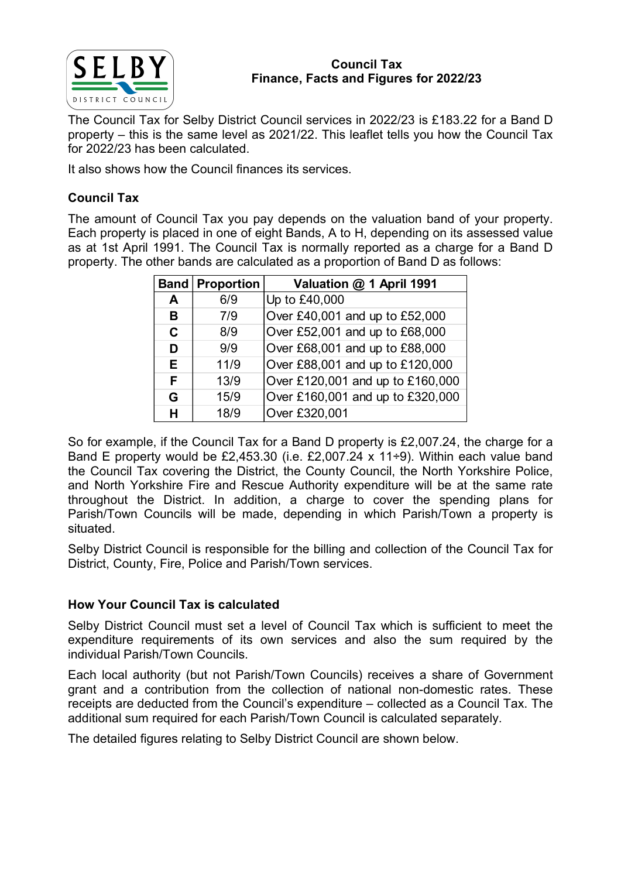# Council Tax
## Finance, Facts and Figures for 2022/23

The Council Tax for Selby District Council services in 2022/23 is £183.22 for a Band D property – this is the same level as 2021/22. This leaflet tells you how the Council Tax for 2022/23 has been calculated.

It also shows how the Council finances its services.

### Council Tax

The amount of Council Tax you pay depends on the valuation band of your property. Each property is placed in one of eight Bands, A to H, depending on its assessed value as at 1st April 1991. The Council Tax is normally reported as a charge for a Band D property. The other bands are calculated as a proportion of Band D as follows:

| Band | Proportion | Valuation @ 1 April 1991 |
|---|---|---|
| A | 6/9 | Up to £40,000 |
| B | 7/9 | Over £40,001 and up to £52,000 |
| C | 8/9 | Over £52,001 and up to £68,000 |
| D | 9/9 | Over £68,001 and up to £88,000 |
| E | 11/9 | Over £88,001 and up to £120,000 |
| F | 13/9 | Over £120,001 and up to £160,000 |
| G | 15/9 | Over £160,001 and up to £320,000 |
| H | 18/9 | Over £320,001 |

So for example, if the Council Tax for a Band D property is £2,007.24, the charge for a Band E property would be £2,453.30 (i.e. £2,007.24 x 11÷9). Within each value band the Council Tax covering the District, the County Council, the North Yorkshire Police, and North Yorkshire Fire and Rescue Authority expenditure will be at the same rate throughout the District. In addition, a charge to cover the spending plans for Parish/Town Councils will be made, depending in which Parish/Town a property is situated.

Selby District Council is responsible for the billing and collection of the Council Tax for District, County, Fire, Police and Parish/Town services.

### How Your Council Tax is calculated

Selby District Council must set a level of Council Tax which is sufficient to meet the expenditure requirements of its own services and also the sum required by the individual Parish/Town Councils.

Each local authority (but not Parish/Town Councils) receives a share of Government grant and a contribution from the collection of national non-domestic rates. These receipts are deducted from the Council's expenditure – collected as a Council Tax. The additional sum required for each Parish/Town Council is calculated separately.

The detailed figures relating to Selby District Council are shown below.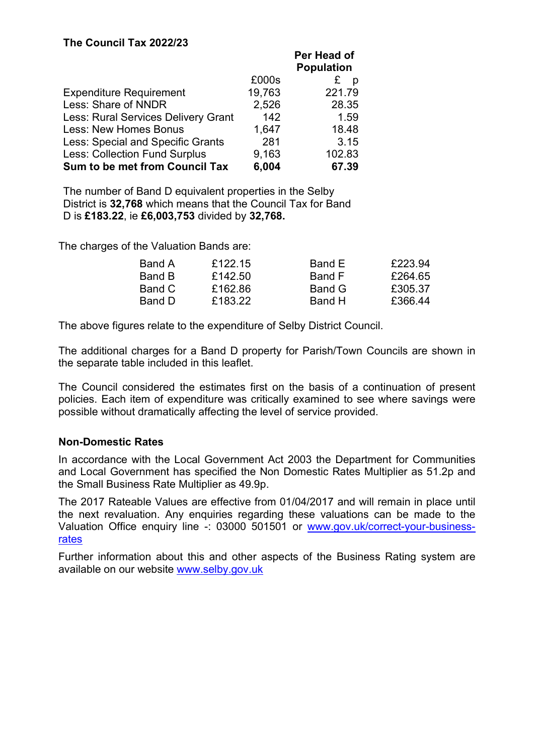## The Council Tax 2022/23

| | £000s | Per Head of Population £ p |
|---|---|---|
| Expenditure Requirement | 19,763 | 221.79 |
| Less: Share of NNDR | 2,526 | 28.35 |
| Less: Rural Services Delivery Grant | 142 | 1.59 |
| Less: New Homes Bonus | 1,647 | 18.48 |
| Less: Special and Specific Grants | 281 | 3.15 |
| Less: Collection Fund Surplus | 9,163 | 102.83 |
| **Sum to be met from Council Tax** | **6,004** | **67.39** |

The number of Band D equivalent properties in the Selby District is **32,768** which means that the Council Tax for Band D is **£183.22**, ie **£6,003,753** divided by **32,768.**

The charges of the Valuation Bands are:

| | | | |
|---|---|---|---|
| Band A | £122.15 | Band E | £223.94 |
| Band B | £142.50 | Band F | £264.65 |
| Band C | £162.86 | Band G | £305.37 |
| Band D | £183.22 | Band H | £366.44 |

The above figures relate to the expenditure of Selby District Council.

The additional charges for a Band D property for Parish/Town Councils are shown in the separate table included in this leaflet.

The Council considered the estimates first on the basis of a continuation of present policies. Each item of expenditure was critically examined to see where savings were possible without dramatically affecting the level of service provided.

## Non-Domestic Rates

In accordance with the Local Government Act 2003 the Department for Communities and Local Government has specified the Non Domestic Rates Multiplier as 51.2p and the Small Business Rate Multiplier as 49.9p.

The 2017 Rateable Values are effective from 01/04/2017 and will remain in place until the next revaluation. Any enquiries regarding these valuations can be made to the Valuation Office enquiry line -: 03000 501501 or www.gov.uk/correct-your-business-rates

Further information about this and other aspects of the Business Rating system are available on our website www.selby.gov.uk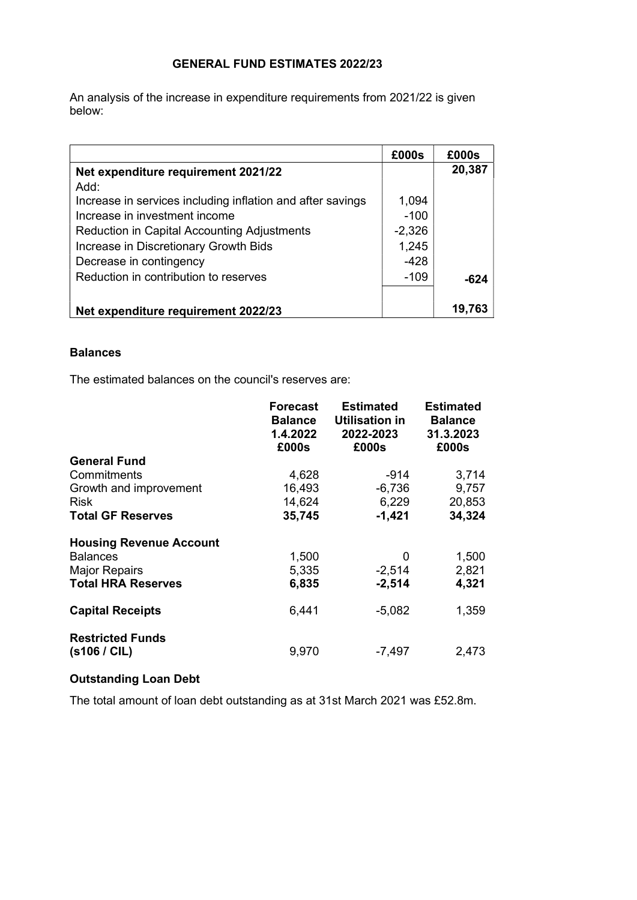## GENERAL FUND ESTIMATES 2022/23

An analysis of the increase in expenditure requirements from 2021/22 is given below:

| | £000s | £000s |
|---|---|---|
| **Net expenditure requirement 2021/22** | | **20,387** |
| Add: | | |
| Increase in services including inflation and after savings | 1,094 | |
| Increase in investment income | -100 | |
| Reduction in Capital Accounting Adjustments | -2,326 | |
| Increase in Discretionary Growth Bids | 1,245 | |
| Decrease in contingency | -428 | |
| Reduction in contribution to reserves | -109 | **-624** |
| **Net expenditure requirement 2022/23** | | **19,763** |

### Balances

The estimated balances on the council's reserves are:

| | **Forecast Balance 1.4.2022 £000s** | **Estimated Utilisation in 2022-2023 £000s** | **Estimated Balance 31.3.2023 £000s** |
|---|---|---|---|
| **General Fund** | | | |
| Commitments | 4,628 | -914 | 3,714 |
| Growth and improvement | 16,493 | -6,736 | 9,757 |
| Risk | 14,624 | 6,229 | 20,853 |
| **Total GF Reserves** | **35,745** | **-1,421** | **34,324** |
| **Housing Revenue Account** | | | |
| Balances | 1,500 | 0 | 1,500 |
| Major Repairs | 5,335 | -2,514 | 2,821 |
| **Total HRA Reserves** | **6,835** | **-2,514** | **4,321** |
| **Capital Receipts** | 6,441 | -5,082 | 1,359 |
| **Restricted Funds (s106 / CIL)** | 9,970 | -7,497 | 2,473 |

### Outstanding Loan Debt

The total amount of loan debt outstanding as at 31st March 2021 was £52.8m.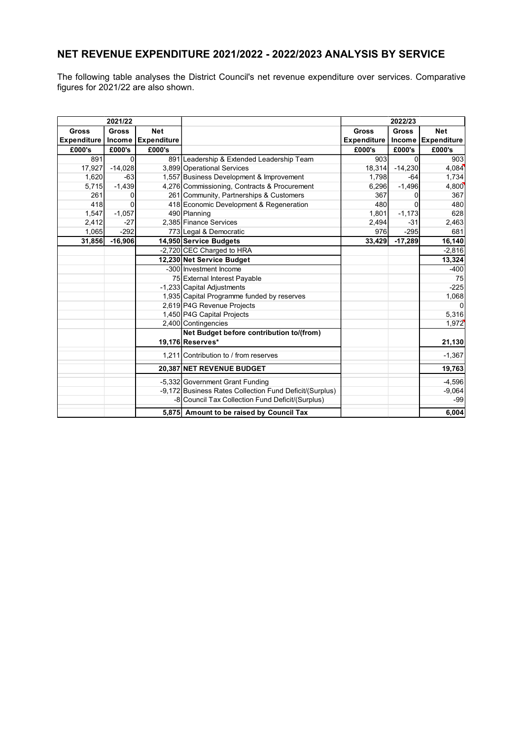# NET REVENUE EXPENDITURE 2021/2022 - 2022/2023 ANALYSIS BY SERVICE

The following table analyses the District Council's net revenue expenditure over services. Comparative figures for 2021/22 are also shown.

| 2021/22 | | | | 2022/23 | | |
|---|---|---|---|---|---|---|
| **Gross Expenditure** | **Gross Income** | **Net Expenditure** | | **Gross Expenditure** | **Gross Income** | **Net Expenditure** |
| **£000's** | **£000's** | **£000's** | | **£000's** | **£000's** | **£000's** |
| 891 | 0 | 891 | Leadership & Extended Leadership Team | 903 | 0 | 903 |
| 17,927 | -14,028 | 3,899 | Operational Services | 18,314 | -14,230 | 4,084 |
| 1,620 | -63 | 1,557 | Business Development & Improvement | 1,798 | -64 | 1,734 |
| 5,715 | -1,439 | 4,276 | Commissioning, Contracts & Procurement | 6,296 | -1,496 | 4,800 |
| 261 | 0 | 261 | Community, Partnerships & Customers | 367 | 0 | 367 |
| 418 | 0 | 418 | Economic Development & Regeneration | 480 | 0 | 480 |
| 1,547 | -1,057 | 490 | Planning | 1,801 | -1,173 | 628 |
| 2,412 | -27 | 2,385 | Finance Services | 2,494 | -31 | 2,463 |
| 1,065 | -292 | 773 | Legal & Democratic | 976 | -295 | 681 |
| **31,856** | **-16,906** | **14,950** | **Service Budgets** | **33,429** | **-17,289** | **16,140** |
| | | -2,720 | CEC Charged to HRA | | | -2,816 |
| | | **12,230** | **Net Service Budget** | | | **13,324** |
| | | -300 | Investment Income | | | -400 |
| | | 75 | External Interest Payable | | | 75 |
| | | -1,233 | Capital Adjustments | | | -225 |
| | | 1,935 | Capital Programme funded by reserves | | | 1,068 |
| | | 2,619 | P4G Revenue Projects | | | 0 |
| | | 1,450 | P4G Capital Projects | | | 5,316 |
| | | 2,400 | Contingencies | | | 1,972 |
| | | **19,176** | **Net Budget before contribution to/(from) Reserves*** | | | **21,130** |
| | | 1,211 | Contribution to / from reserves | | | -1,367 |
| | | **20,387** | **NET REVENUE BUDGET** | | | **19,763** |
| | | -5,332 | Government Grant Funding | | | -4,596 |
| | | -9,172 | Business Rates Collection Fund Deficit/(Surplus) | | | -9,064 |
| | | -8 | Council Tax Collection Fund Deficit/(Surplus) | | | -99 |
| | | **5,875** | **Amount to be raised by Council Tax** | | | **6,004** |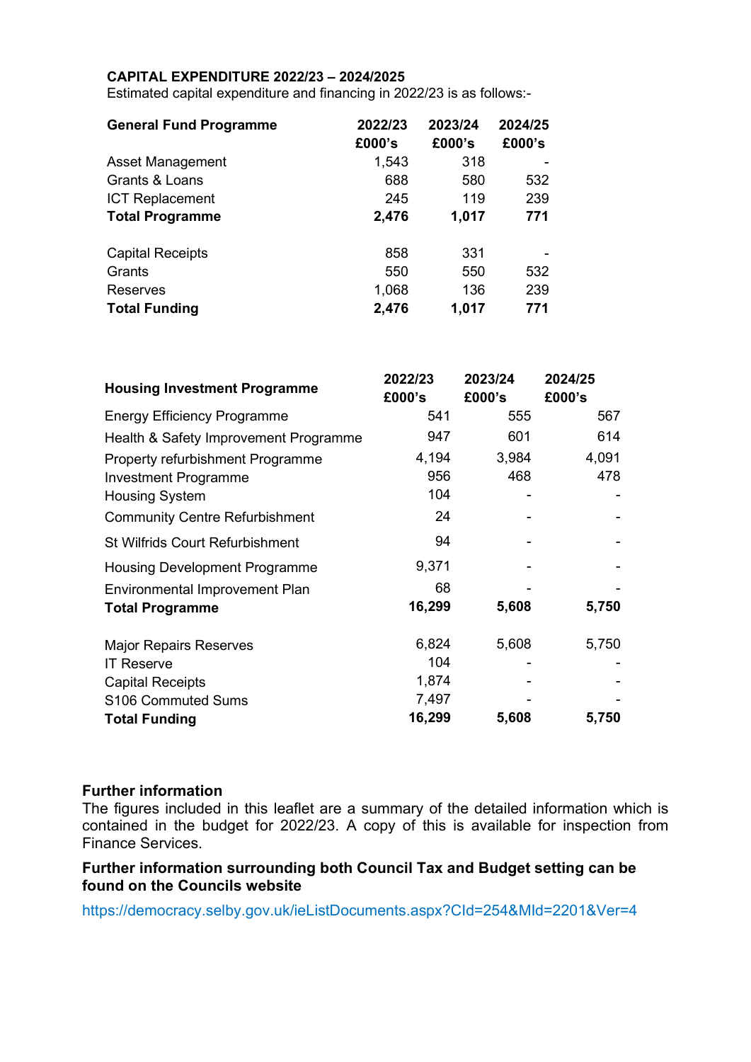**CAPITAL EXPENDITURE 2022/23 – 2024/2025**

Estimated capital expenditure and financing in 2022/23 is as follows:-

| General Fund Programme | 2022/23 £000's | 2023/24 £000's | 2024/25 £000's |
|---|---|---|---|
| Asset Management | 1,543 | 318 | - |
| Grants & Loans | 688 | 580 | 532 |
| ICT Replacement | 245 | 119 | 239 |
| **Total Programme** | **2,476** | **1,017** | **771** |
| | | | |
| Capital Receipts | 858 | 331 | - |
| Grants | 550 | 550 | 532 |
| Reserves | 1,068 | 136 | 239 |
| **Total Funding** | **2,476** | **1,017** | **771** |

| Housing Investment Programme | 2022/23 £000's | 2023/24 £000's | 2024/25 £000's |
|---|---|---|---|
| Energy Efficiency Programme | 541 | 555 | 567 |
| Health & Safety Improvement Programme | 947 | 601 | 614 |
| Property refurbishment Programme | 4,194 | 3,984 | 4,091 |
| Investment Programme | 956 | 468 | 478 |
| Housing System | 104 | - | - |
| Community Centre Refurbishment | 24 | - | - |
| St Wilfrids Court Refurbishment | 94 | - | - |
| Housing Development Programme | 9,371 | - | - |
| Environmental Improvement Plan | 68 | - | - |
| **Total Programme** | **16,299** | **5,608** | **5,750** |
| | | | |
| Major Repairs Reserves | 6,824 | 5,608 | 5,750 |
| IT Reserve | 104 | - | - |
| Capital Receipts | 1,874 | - | - |
| S106 Commuted Sums | 7,497 | - | - |
| **Total Funding** | **16,299** | **5,608** | **5,750** |

**Further information**

The figures included in this leaflet are a summary of the detailed information which is contained in the budget for 2022/23. A copy of this is available for inspection from Finance Services.

**Further information surrounding both Council Tax and Budget setting can be found on the Councils website**

https://democracy.selby.gov.uk/ieListDocuments.aspx?CId=254&MId=2201&Ver=4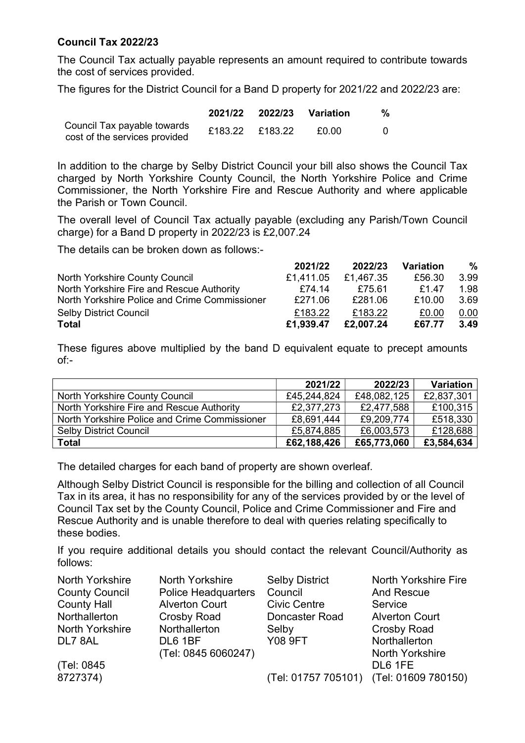**Council Tax 2022/23**

The Council Tax actually payable represents an amount required to contribute towards the cost of services provided.

The figures for the District Council for a Band D property for 2021/22 and 2022/23 are:

| | 2021/22 | 2022/23 | Variation | % |
|---|---|---|---|---|
| Council Tax payable towards cost of the services provided | £183.22 | £183.22 | £0.00 | 0 |

In addition to the charge by Selby District Council your bill also shows the Council Tax charged by North Yorkshire County Council, the North Yorkshire Police and Crime Commissioner, the North Yorkshire Fire and Rescue Authority and where applicable the Parish or Town Council.

The overall level of Council Tax actually payable (excluding any Parish/Town Council charge) for a Band D property in 2022/23 is £2,007.24

The details can be broken down as follows:-

| | 2021/22 | 2022/23 | Variation | % |
|---|---|---|---|---|
| North Yorkshire County Council | £1,411.05 | £1,467.35 | £56.30 | 3.99 |
| North Yorkshire Fire and Rescue Authority | £74.14 | £75.61 | £1.47 | 1.98 |
| North Yorkshire Police and Crime Commissioner | £271.06 | £281.06 | £10.00 | 3.69 |
| Selby District Council | £183.22 | £183.22 | £0.00 | 0.00 |
| **Total** | **£1,939.47** | **£2,007.24** | **£67.77** | **3.49** |

These figures above multiplied by the band D equivalent equate to precept amounts of:-

| | 2021/22 | 2022/23 | Variation |
|---|---|---|---|
| North Yorkshire County Council | £45,244,824 | £48,082,125 | £2,837,301 |
| North Yorkshire Fire and Rescue Authority | £2,377,273 | £2,477,588 | £100,315 |
| North Yorkshire Police and Crime Commissioner | £8,691,444 | £9,209,774 | £518,330 |
| Selby District Council | £5,874,885 | £6,003,573 | £128,688 |
| **Total** | **£62,188,426** | **£65,773,060** | **£3,584,634** |

The detailed charges for each band of property are shown overleaf.

Although Selby District Council is responsible for the billing and collection of all Council Tax in its area, it has no responsibility for any of the services provided by or the level of Council Tax set by the County Council, Police and Crime Commissioner and Fire and Rescue Authority and is unable therefore to deal with queries relating specifically to these bodies.

If you require additional details you should contact the relevant Council/Authority as follows:

North Yorkshire County Council
County Hall
Northallerton
North Yorkshire
DL7 8AL
(Tel: 0845 8727374)

North Yorkshire Police Headquarters
Alverton Court
Crosby Road
Northallerton
DL6 1BF
(Tel: 0845 6060247)

Selby District Council
Civic Centre
Doncaster Road
Selby
Y08 9FT
(Tel: 01757 705101)

North Yorkshire Fire And Rescue Service
Alverton Court
Crosby Road
Northallerton
North Yorkshire
DL6 1FE
(Tel: 01609 780150)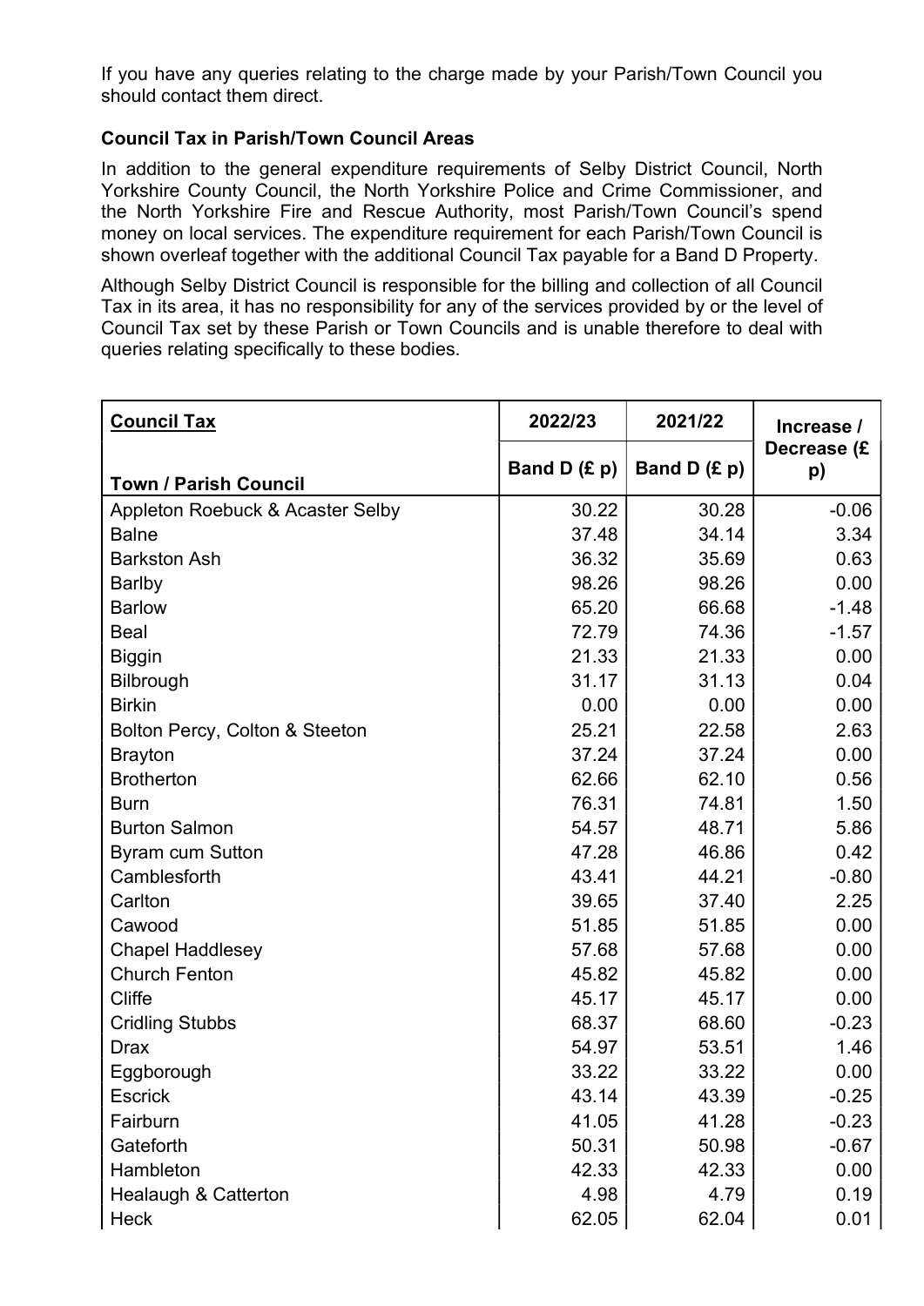If you have any queries relating to the charge made by your Parish/Town Council you should contact them direct.

**Council Tax in Parish/Town Council Areas**

In addition to the general expenditure requirements of Selby District Council, North Yorkshire County Council, the North Yorkshire Police and Crime Commissioner, and the North Yorkshire Fire and Rescue Authority, most Parish/Town Council's spend money on local services. The expenditure requirement for each Parish/Town Council is shown overleaf together with the additional Council Tax payable for a Band D Property.

Although Selby District Council is responsible for the billing and collection of all Council Tax in its area, it has no responsibility for any of the services provided by or the level of Council Tax set by these Parish or Town Councils and is unable therefore to deal with queries relating specifically to these bodies.

| **Council Tax** | **2022/23** | **2021/22** | **Increase / Decrease (£ p)** |
|---|---|---|---|
| **Town / Parish Council** | **Band D (£ p)** | **Band D (£ p)** | |
| Appleton Roebuck & Acaster Selby | 30.22 | 30.28 | -0.06 |
| Balne | 37.48 | 34.14 | 3.34 |
| Barkston Ash | 36.32 | 35.69 | 0.63 |
| Barlby | 98.26 | 98.26 | 0.00 |
| Barlow | 65.20 | 66.68 | -1.48 |
| Beal | 72.79 | 74.36 | -1.57 |
| Biggin | 21.33 | 21.33 | 0.00 |
| Bilbrough | 31.17 | 31.13 | 0.04 |
| Birkin | 0.00 | 0.00 | 0.00 |
| Bolton Percy, Colton & Steeton | 25.21 | 22.58 | 2.63 |
| Brayton | 37.24 | 37.24 | 0.00 |
| Brotherton | 62.66 | 62.10 | 0.56 |
| Burn | 76.31 | 74.81 | 1.50 |
| Burton Salmon | 54.57 | 48.71 | 5.86 |
| Byram cum Sutton | 47.28 | 46.86 | 0.42 |
| Camblesforth | 43.41 | 44.21 | -0.80 |
| Carlton | 39.65 | 37.40 | 2.25 |
| Cawood | 51.85 | 51.85 | 0.00 |
| Chapel Haddlesey | 57.68 | 57.68 | 0.00 |
| Church Fenton | 45.82 | 45.82 | 0.00 |
| Cliffe | 45.17 | 45.17 | 0.00 |
| Cridling Stubbs | 68.37 | 68.60 | -0.23 |
| Drax | 54.97 | 53.51 | 1.46 |
| Eggborough | 33.22 | 33.22 | 0.00 |
| Escrick | 43.14 | 43.39 | -0.25 |
| Fairburn | 41.05 | 41.28 | -0.23 |
| Gateforth | 50.31 | 50.98 | -0.67 |
| Hambleton | 42.33 | 42.33 | 0.00 |
| Healaugh & Catterton | 4.98 | 4.79 | 0.19 |
| Heck | 62.05 | 62.04 | 0.01 |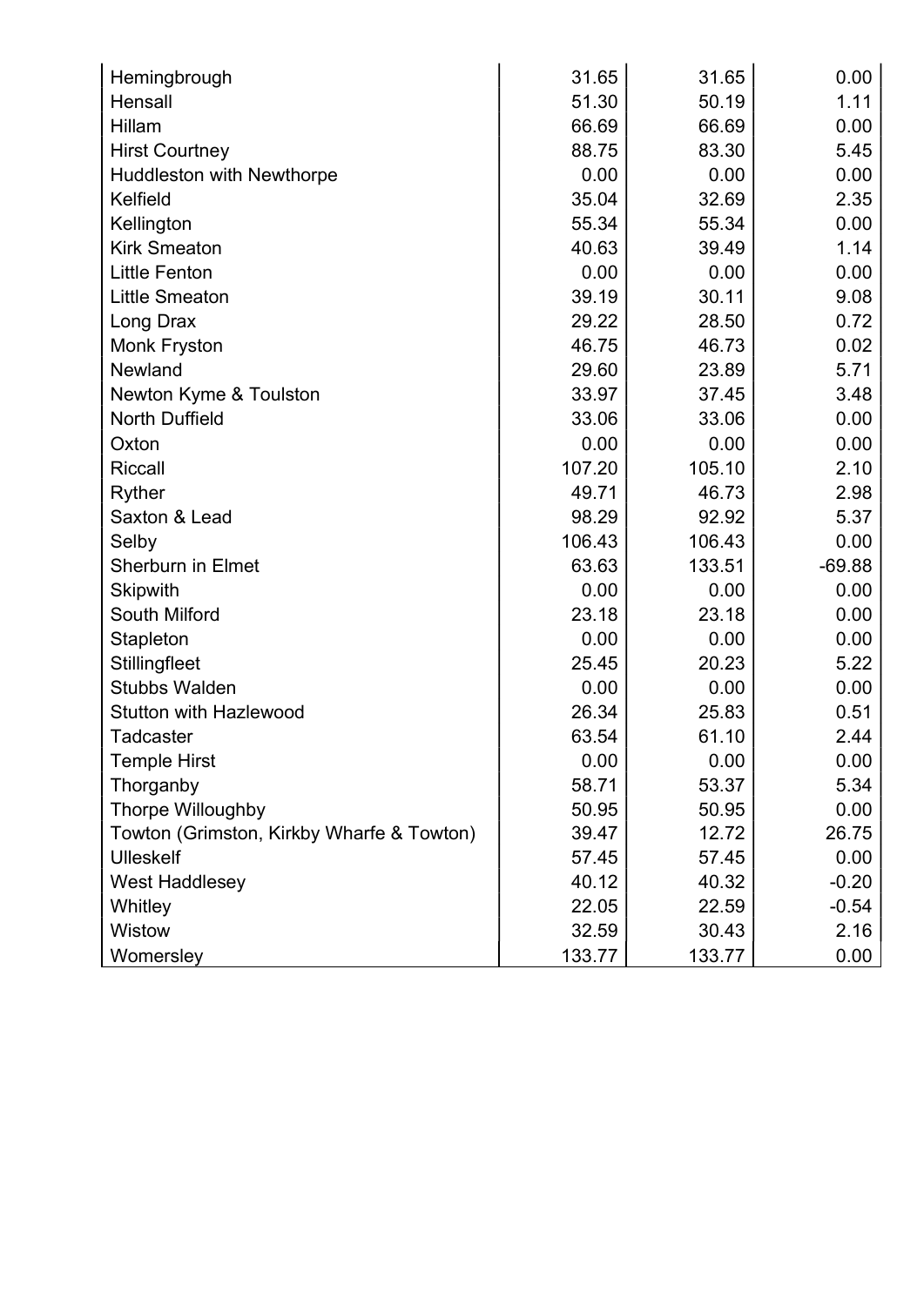| | | | |
|---|---|---|---|
| Hemingbrough | 31.65 | 31.65 | 0.00 |
| Hensall | 51.30 | 50.19 | 1.11 |
| Hillam | 66.69 | 66.69 | 0.00 |
| Hirst Courtney | 88.75 | 83.30 | 5.45 |
| Huddleston with Newthorpe | 0.00 | 0.00 | 0.00 |
| Kelfield | 35.04 | 32.69 | 2.35 |
| Kellington | 55.34 | 55.34 | 0.00 |
| Kirk Smeaton | 40.63 | 39.49 | 1.14 |
| Little Fenton | 0.00 | 0.00 | 0.00 |
| Little Smeaton | 39.19 | 30.11 | 9.08 |
| Long Drax | 29.22 | 28.50 | 0.72 |
| Monk Fryston | 46.75 | 46.73 | 0.02 |
| Newland | 29.60 | 23.89 | 5.71 |
| Newton Kyme & Toulston | 33.97 | 37.45 | 3.48 |
| North Duffield | 33.06 | 33.06 | 0.00 |
| Oxton | 0.00 | 0.00 | 0.00 |
| Riccall | 107.20 | 105.10 | 2.10 |
| Ryther | 49.71 | 46.73 | 2.98 |
| Saxton & Lead | 98.29 | 92.92 | 5.37 |
| Selby | 106.43 | 106.43 | 0.00 |
| Sherburn in Elmet | 63.63 | 133.51 | -69.88 |
| Skipwith | 0.00 | 0.00 | 0.00 |
| South Milford | 23.18 | 23.18 | 0.00 |
| Stapleton | 0.00 | 0.00 | 0.00 |
| Stillingfleet | 25.45 | 20.23 | 5.22 |
| Stubbs Walden | 0.00 | 0.00 | 0.00 |
| Stutton with Hazlewood | 26.34 | 25.83 | 0.51 |
| Tadcaster | 63.54 | 61.10 | 2.44 |
| Temple Hirst | 0.00 | 0.00 | 0.00 |
| Thorganby | 58.71 | 53.37 | 5.34 |
| Thorpe Willoughby | 50.95 | 50.95 | 0.00 |
| Towton (Grimston, Kirkby Wharfe & Towton) | 39.47 | 12.72 | 26.75 |
| Ulleskelf | 57.45 | 57.45 | 0.00 |
| West Haddlesey | 40.12 | 40.32 | -0.20 |
| Whitley | 22.05 | 22.59 | -0.54 |
| Wistow | 32.59 | 30.43 | 2.16 |
| Womersley | 133.77 | 133.77 | 0.00 |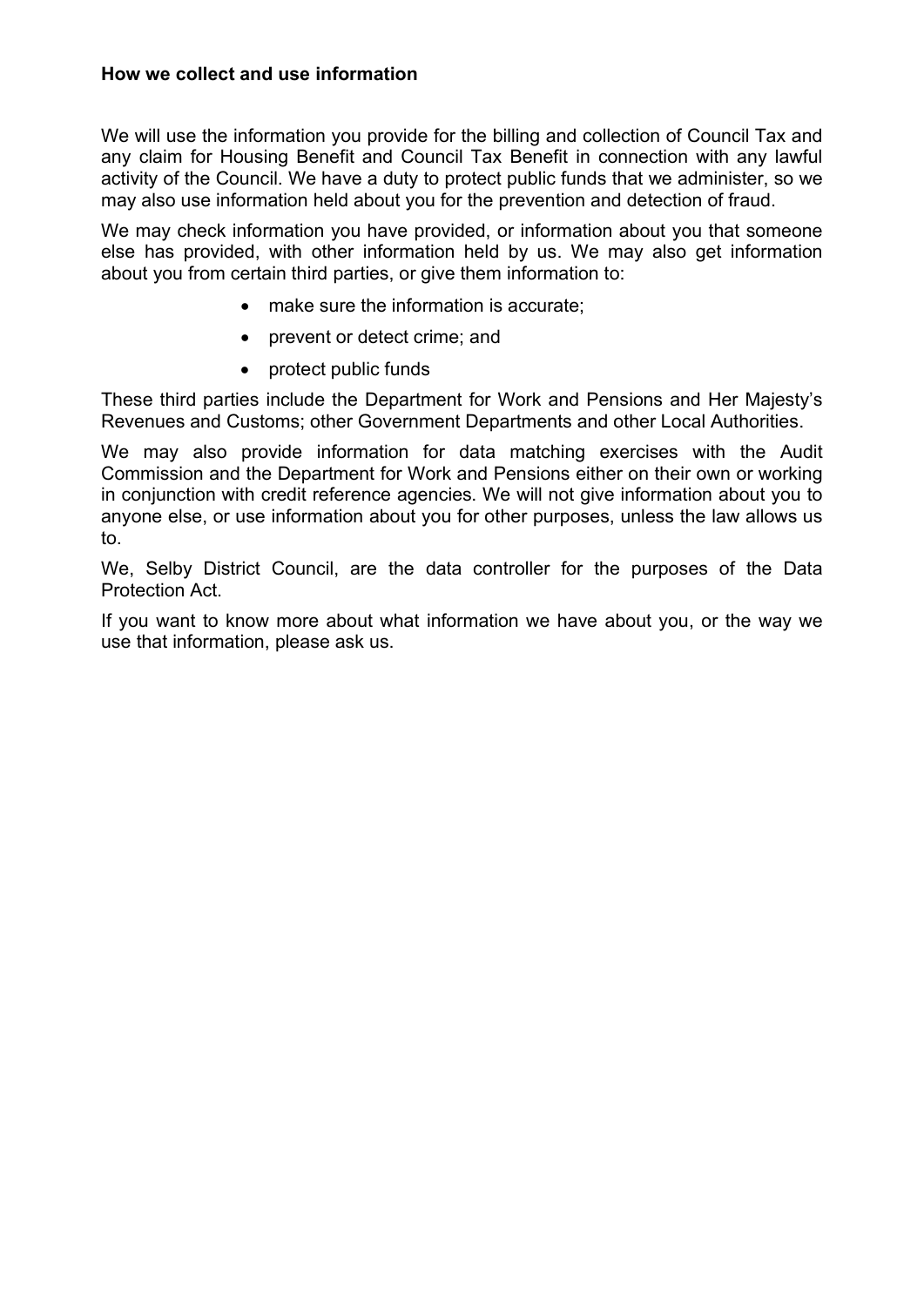**How we collect and use information**

We will use the information you provide for the billing and collection of Council Tax and any claim for Housing Benefit and Council Tax Benefit in connection with any lawful activity of the Council. We have a duty to protect public funds that we administer, so we may also use information held about you for the prevention and detection of fraud.

We may check information you have provided, or information about you that someone else has provided, with other information held by us. We may also get information about you from certain third parties, or give them information to:

- make sure the information is accurate;
- prevent or detect crime; and
- protect public funds

These third parties include the Department for Work and Pensions and Her Majesty's Revenues and Customs; other Government Departments and other Local Authorities.

We may also provide information for data matching exercises with the Audit Commission and the Department for Work and Pensions either on their own or working in conjunction with credit reference agencies. We will not give information about you to anyone else, or use information about you for other purposes, unless the law allows us to.

We, Selby District Council, are the data controller for the purposes of the Data Protection Act.

If you want to know more about what information we have about you, or the way we use that information, please ask us.